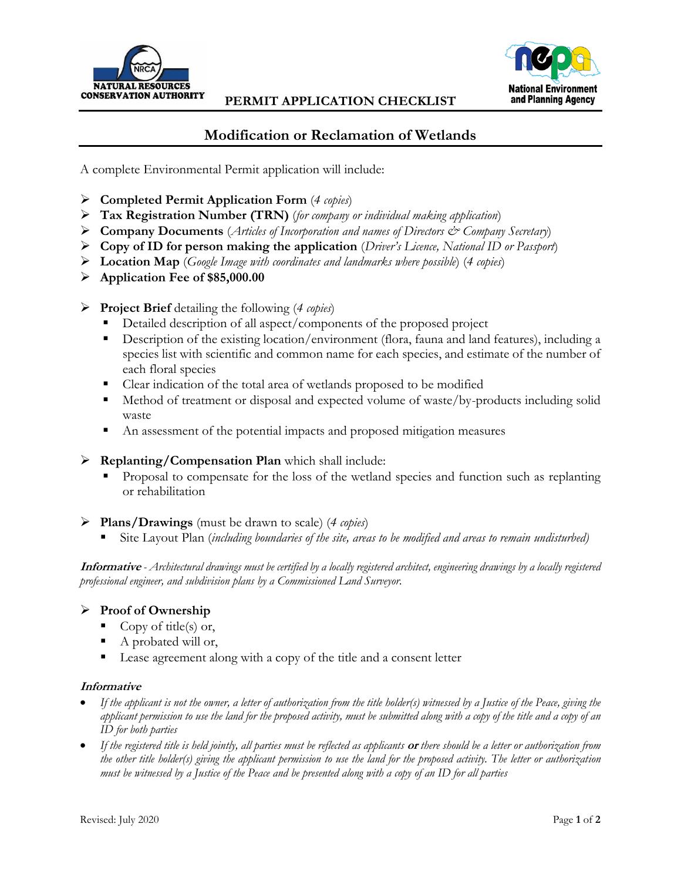NATURAL RESOURCES CONSERVATION AUTHORITY

**PERMIT APPLICATION CHECKLIST**

National Environment and Planning Agency

## Modification or Reclamation of Wetlands

A complete Environmental Permit application will include:

- **Completed Permit Application Form** (*4 copies*)
- **Tax Registration Number (TRN)** (*for company or individual making application*)
- **Company Documents** (*Articles of Incorporation and names of Directors & Company Secretary*)
- **Copy of ID for person making the application** (*Driver's Licence, National ID or Passport*)
- **Location Map** (*Google Image with coordinates and landmarks where possible*) (*4 copies*)
- **Application Fee of $85,000.00**

- **Project Brief** detailing the following (*4 copies*)
  - Detailed description of all aspect/components of the proposed project
  - Description of the existing location/environment (flora, fauna and land features), including a species list with scientific and common name for each species, and estimate of the number of each floral species
  - Clear indication of the total area of wetlands proposed to be modified
  - Method of treatment or disposal and expected volume of waste/by-products including solid waste
  - An assessment of the potential impacts and proposed mitigation measures

- **Replanting/Compensation Plan** which shall include:
  - Proposal to compensate for the loss of the wetland species and function such as replanting or rehabilitation

- **Plans/Drawings** (must be drawn to scale) (*4 copies*)
  - Site Layout Plan (*including boundaries of the site, areas to be modified and areas to remain undisturbed)*

***Informative*** - *Architectural drawings must be certified by a locally registered architect, engineering drawings by a locally registered professional engineer, and subdivision plans by a Commissioned Land Surveyor.*

- **Proof of Ownership**
  - Copy of title(s) or,
  - A probated will or,
  - Lease agreement along with a copy of the title and a consent letter

***Informative***

- *If the applicant is not the owner, a letter of authorization from the title holder(s) witnessed by a Justice of the Peace, giving the applicant permission to use the land for the proposed activity, must be submitted along with a copy of the title and a copy of an ID for both parties*
- *If the registered title is held jointly, all parties must be reflected as applicants* ***or*** *there should be a letter or authorization from the other title holder(s) giving the applicant permission to use the land for the proposed activity. The letter or authorization must be witnessed by a Justice of the Peace and be presented along with a copy of an ID for all parties*

Revised: July 2020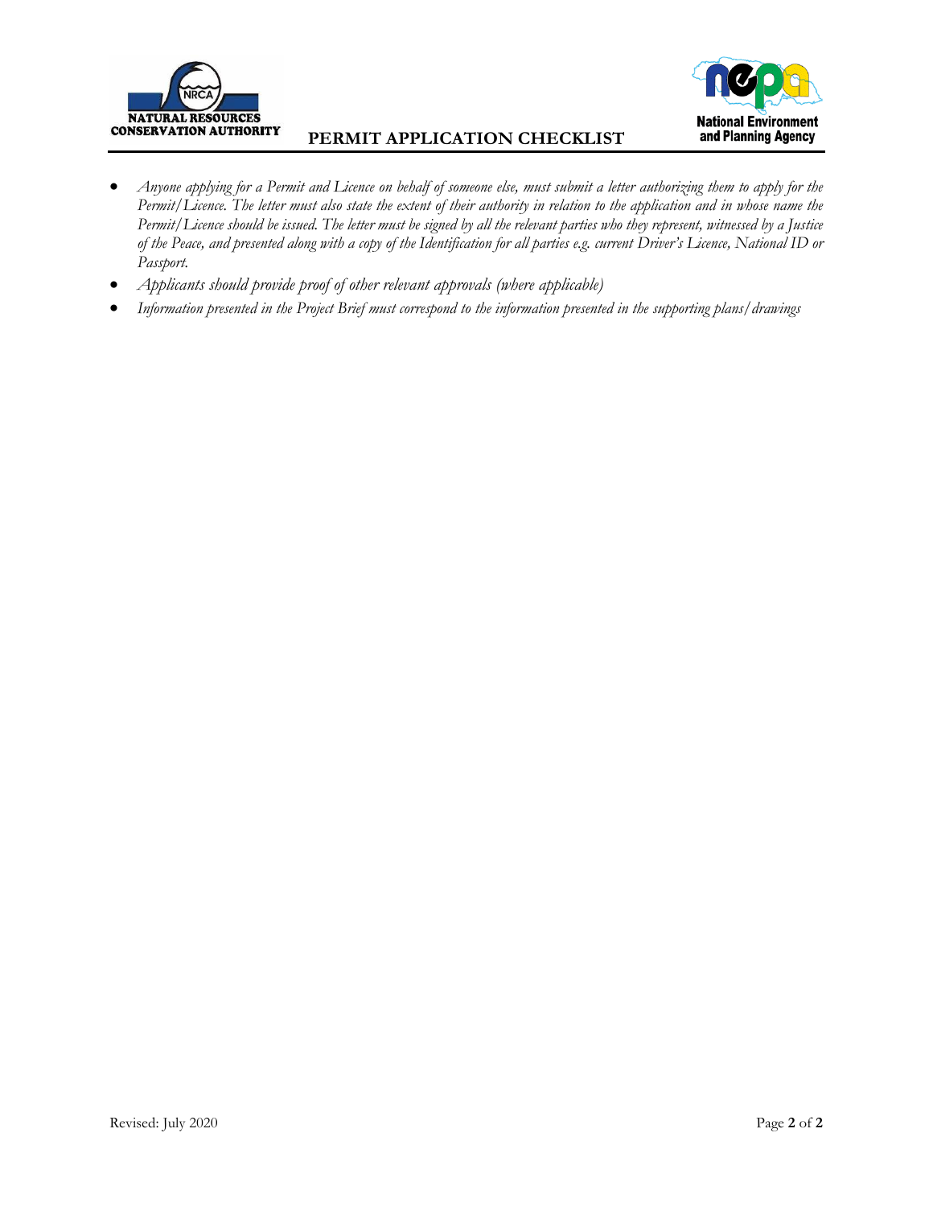- *Anyone applying for a Permit and Licence on behalf of someone else, must submit a letter authorizing them to apply for the Permit/Licence. The letter must also state the extent of their authority in relation to the application and in whose name the Permit/Licence should be issued. The letter must be signed by all the relevant parties who they represent, witnessed by a Justice of the Peace, and presented along with a copy of the Identification for all parties e.g. current Driver's Licence, National ID or Passport.*
- *Applicants should provide proof of other relevant approvals (where applicable)*
- *Information presented in the Project Brief must correspond to the information presented in the supporting plans/drawings*